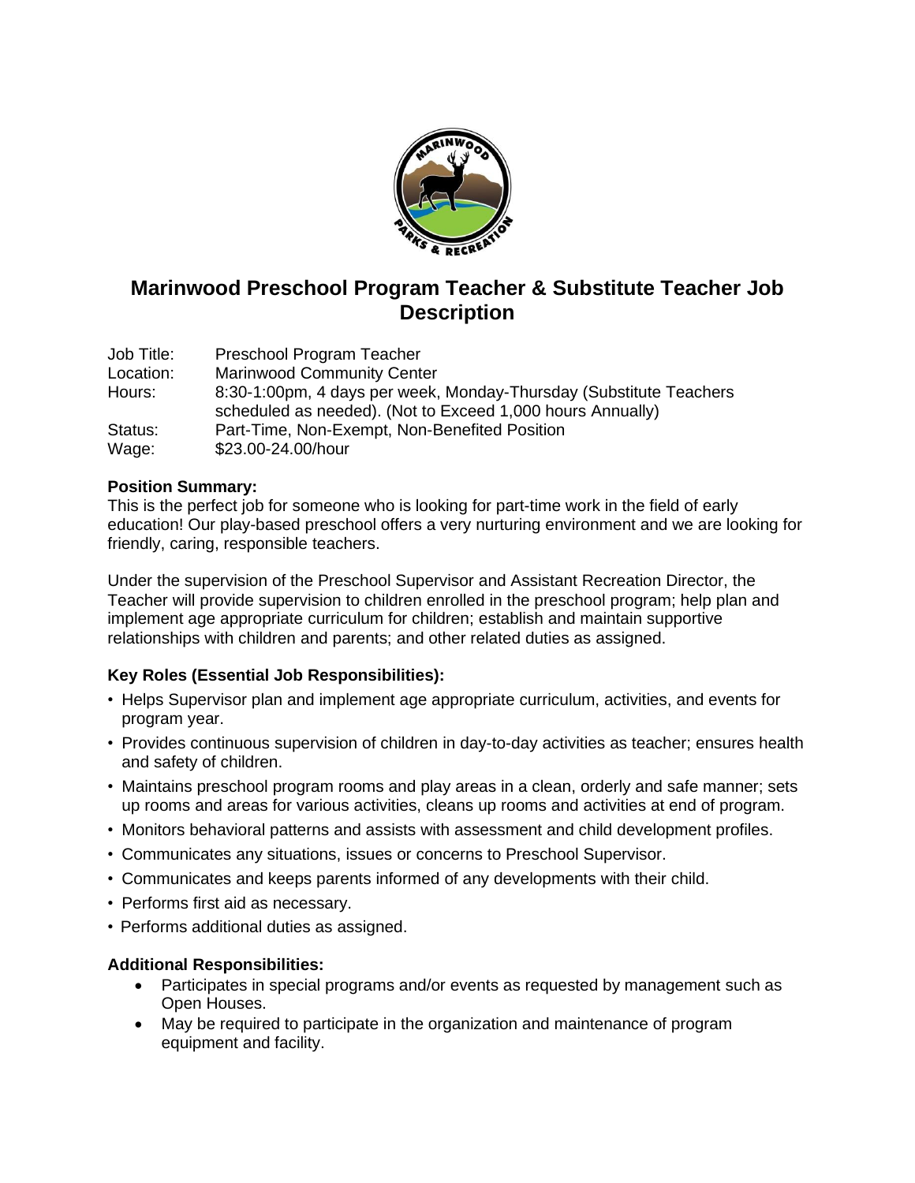# Marinwood Preschool Program Teacher & Substitute Teacher Job Description

| | |
|---|---|
| Job Title: | Preschool Program Teacher |
| Location: | Marinwood Community Center |
| Hours: | 8:30-1:00pm, 4 days per week, Monday-Thursday (Substitute Teachers scheduled as needed). (Not to Exceed 1,000 hours Annually) |
| Status: | Part-Time, Non-Exempt, Non-Benefited Position |
| Wage: | $23.00-24.00/hour |

**Position Summary:**
This is the perfect job for someone who is looking for part-time work in the field of early education! Our play-based preschool offers a very nurturing environment and we are looking for friendly, caring, responsible teachers.

Under the supervision of the Preschool Supervisor and Assistant Recreation Director, the Teacher will provide supervision to children enrolled in the preschool program; help plan and implement age appropriate curriculum for children; establish and maintain supportive relationships with children and parents; and other related duties as assigned.

**Key Roles (Essential Job Responsibilities):**

- Helps Supervisor plan and implement age appropriate curriculum, activities, and events for program year.
- Provides continuous supervision of children in day-to-day activities as teacher; ensures health and safety of children.
- Maintains preschool program rooms and play areas in a clean, orderly and safe manner; sets up rooms and areas for various activities, cleans up rooms and activities at end of program.
- Monitors behavioral patterns and assists with assessment and child development profiles.
- Communicates any situations, issues or concerns to Preschool Supervisor.
- Communicates and keeps parents informed of any developments with their child.
- Performs first aid as necessary.
- Performs additional duties as assigned.

**Additional Responsibilities:**

- Participates in special programs and/or events as requested by management such as Open Houses.
- May be required to participate in the organization and maintenance of program equipment and facility.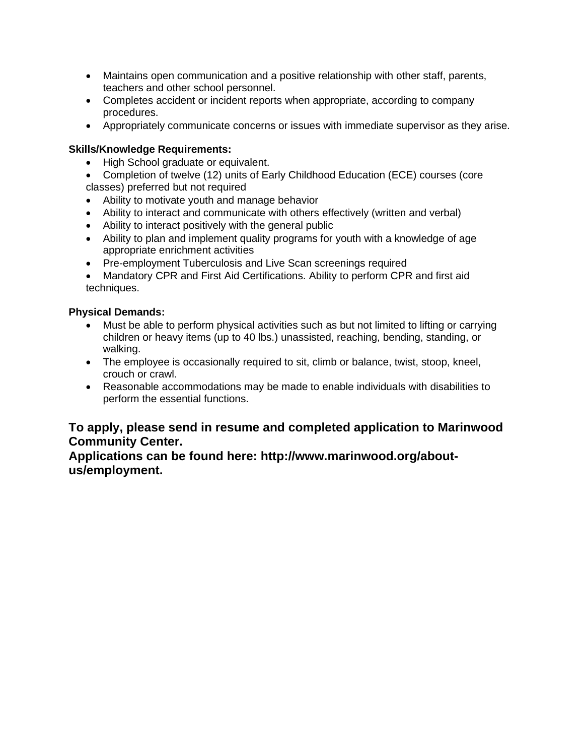- Maintains open communication and a positive relationship with other staff, parents, teachers and other school personnel.
- Completes accident or incident reports when appropriate, according to company procedures.
- Appropriately communicate concerns or issues with immediate supervisor as they arise.

**Skills/Knowledge Requirements:**

- High School graduate or equivalent.
- Completion of twelve (12) units of Early Childhood Education (ECE) courses (core classes) preferred but not required
- Ability to motivate youth and manage behavior
- Ability to interact and communicate with others effectively (written and verbal)
- Ability to interact positively with the general public
- Ability to plan and implement quality programs for youth with a knowledge of age appropriate enrichment activities
- Pre-employment Tuberculosis and Live Scan screenings required
- Mandatory CPR and First Aid Certifications. Ability to perform CPR and first aid techniques.

**Physical Demands:**

- Must be able to perform physical activities such as but not limited to lifting or carrying children or heavy items (up to 40 lbs.) unassisted, reaching, bending, standing, or walking.
- The employee is occasionally required to sit, climb or balance, twist, stoop, kneel, crouch or crawl.
- Reasonable accommodations may be made to enable individuals with disabilities to perform the essential functions.

**To apply, please send in resume and completed application to Marinwood Community Center.**
**Applications can be found here: http://www.marinwood.org/about-us/employment.**